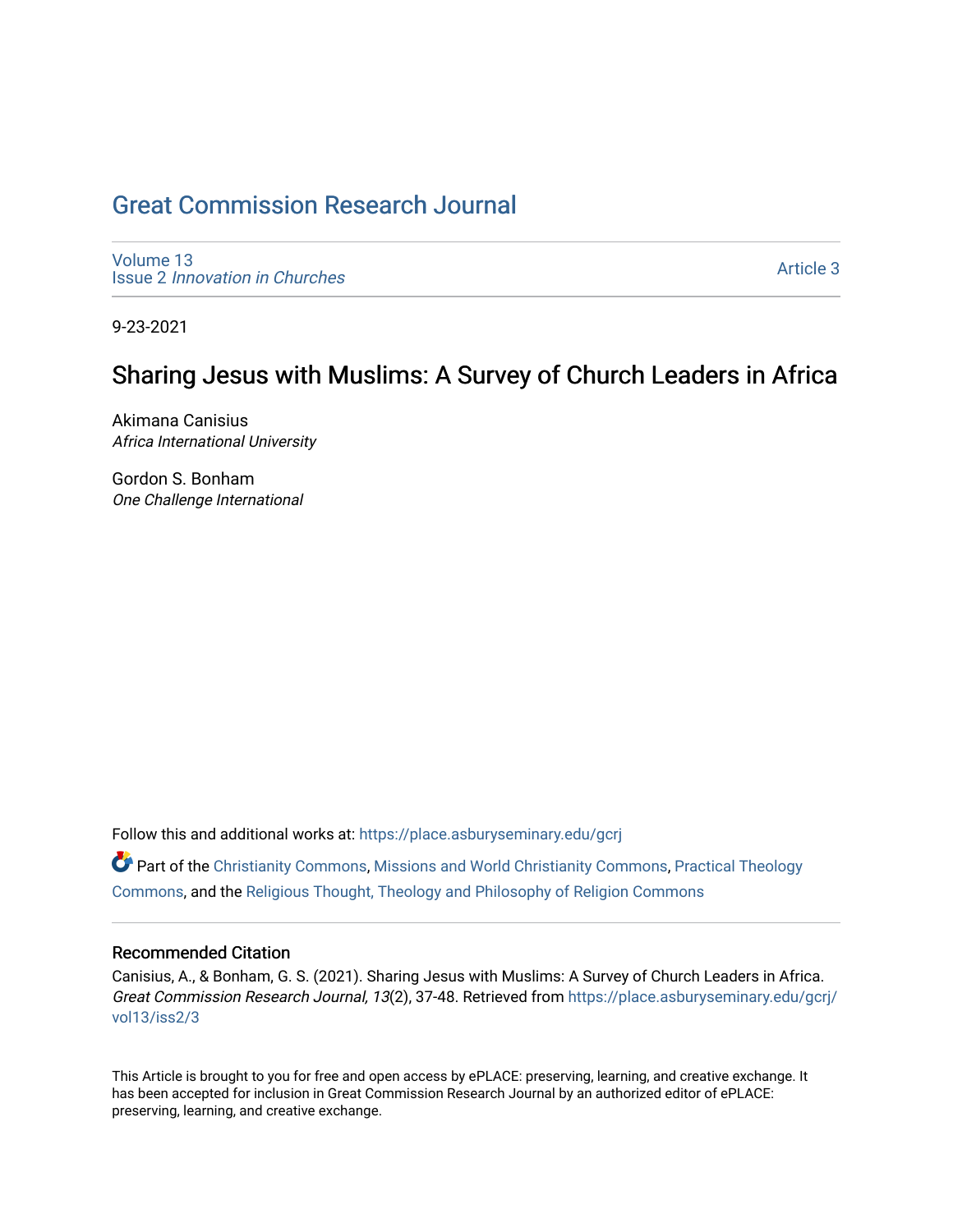# Great Commission Research Journal

Volume 13
Issue 2 *Innovation in Churches*

Article 3

9-23-2021

## Sharing Jesus with Muslims: A Survey of Church Leaders in Africa

Akimana Canisius
*Africa International University*

Gordon S. Bonham
*One Challenge International*

Follow this and additional works at: https://place.asburyseminary.edu/gcrj

Part of the Christianity Commons, Missions and World Christianity Commons, Practical Theology Commons, and the Religious Thought, Theology and Philosophy of Religion Commons

### Recommended Citation

Canisius, A., & Bonham, G. S. (2021). Sharing Jesus with Muslims: A Survey of Church Leaders in Africa. *Great Commission Research Journal, 13*(2), 37-48. Retrieved from https://place.asburyseminary.edu/gcrj/vol13/iss2/3

This Article is brought to you for free and open access by ePLACE: preserving, learning, and creative exchange. It has been accepted for inclusion in Great Commission Research Journal by an authorized editor of ePLACE: preserving, learning, and creative exchange.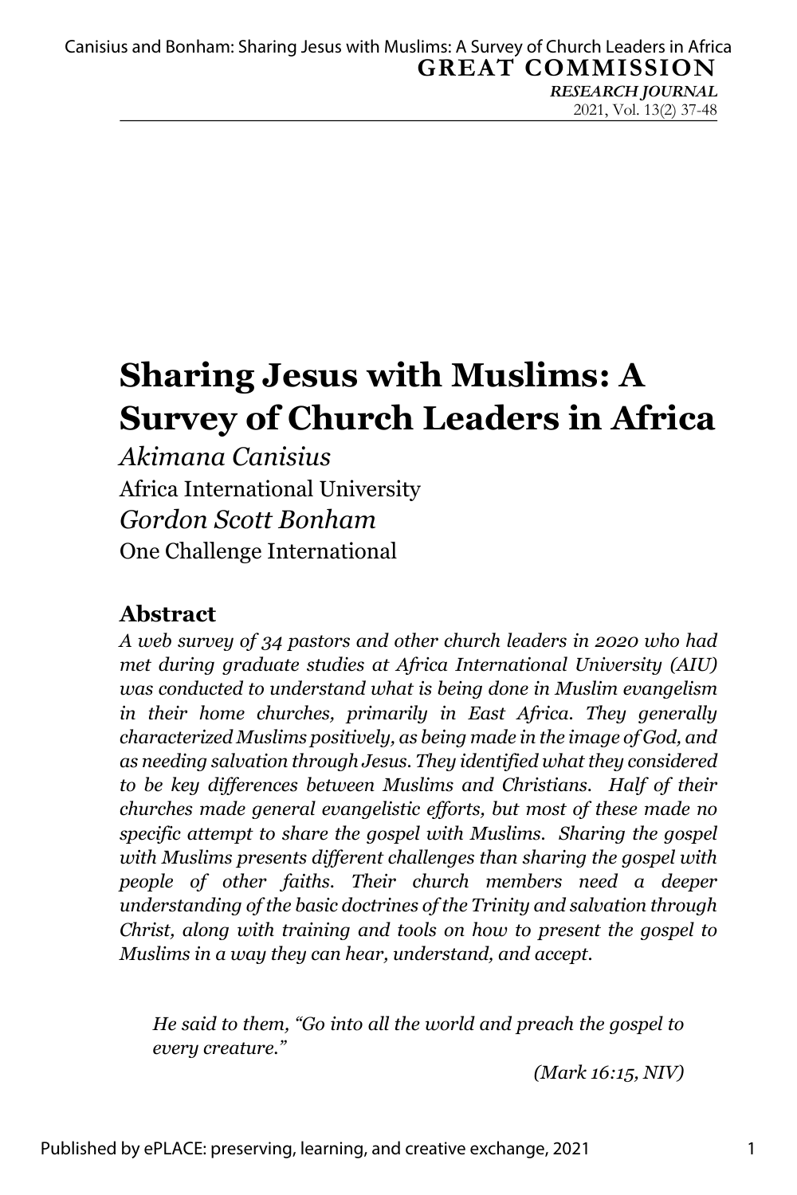# Sharing Jesus with Muslims: A Survey of Church Leaders in Africa

*Akimana Canisius*
Africa International University
*Gordon Scott Bonham*
One Challenge International

## Abstract

*A web survey of 34 pastors and other church leaders in 2020 who had met during graduate studies at Africa International University (AIU) was conducted to understand what is being done in Muslim evangelism in their home churches, primarily in East Africa. They generally characterized Muslims positively, as being made in the image of God, and as needing salvation through Jesus. They identified what they considered to be key differences between Muslims and Christians. Half of their churches made general evangelistic efforts, but most of these made no specific attempt to share the gospel with Muslims. Sharing the gospel with Muslims presents different challenges than sharing the gospel with people of other faiths. Their church members need a deeper understanding of the basic doctrines of the Trinity and salvation through Christ, along with training and tools on how to present the gospel to Muslims in a way they can hear, understand, and accept.*

> *He said to them, "Go into all the world and preach the gospel to every creature."*
>
> (Mark 16:15, NIV)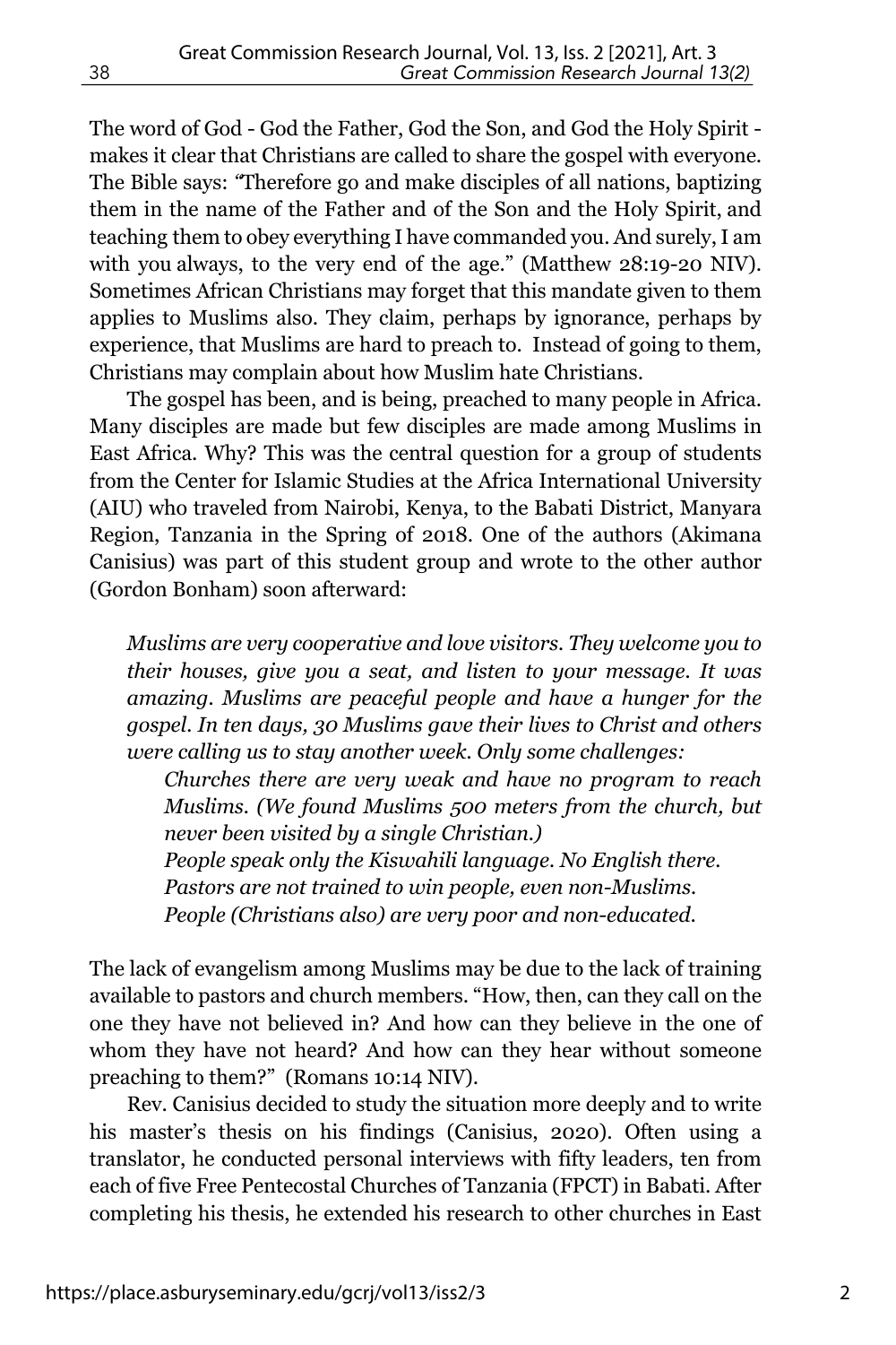The word of God - God the Father, God the Son, and God the Holy Spirit - makes it clear that Christians are called to share the gospel with everyone. The Bible says: "Therefore go and make disciples of all nations, baptizing them in the name of the Father and of the Son and the Holy Spirit, and teaching them to obey everything I have commanded you. And surely, I am with you always, to the very end of the age." (Matthew 28:19-20 NIV). Sometimes African Christians may forget that this mandate given to them applies to Muslims also. They claim, perhaps by ignorance, perhaps by experience, that Muslims are hard to preach to. Instead of going to them, Christians may complain about how Muslim hate Christians.

The gospel has been, and is being, preached to many people in Africa. Many disciples are made but few disciples are made among Muslims in East Africa. Why? This was the central question for a group of students from the Center for Islamic Studies at the Africa International University (AIU) who traveled from Nairobi, Kenya, to the Babati District, Manyara Region, Tanzania in the Spring of 2018. One of the authors (Akimana Canisius) was part of this student group and wrote to the other author (Gordon Bonham) soon afterward:

> *Muslims are very cooperative and love visitors. They welcome you to their houses, give you a seat, and listen to your message. It was amazing. Muslims are peaceful people and have a hunger for the gospel. In ten days, 30 Muslims gave their lives to Christ and others were calling us to stay another week. Only some challenges:*
>
> *Churches there are very weak and have no program to reach Muslims. (We found Muslims 500 meters from the church, but never been visited by a single Christian.)*
> *People speak only the Kiswahili language. No English there.*
> *Pastors are not trained to win people, even non-Muslims.*
> *People (Christians also) are very poor and non-educated.*

The lack of evangelism among Muslims may be due to the lack of training available to pastors and church members. "How, then, can they call on the one they have not believed in? And how can they believe in the one of whom they have not heard? And how can they hear without someone preaching to them?" (Romans 10:14 NIV).

Rev. Canisius decided to study the situation more deeply and to write his master's thesis on his findings (Canisius, 2020). Often using a translator, he conducted personal interviews with fifty leaders, ten from each of five Free Pentecostal Churches of Tanzania (FPCT) in Babati. After completing his thesis, he extended his research to other churches in East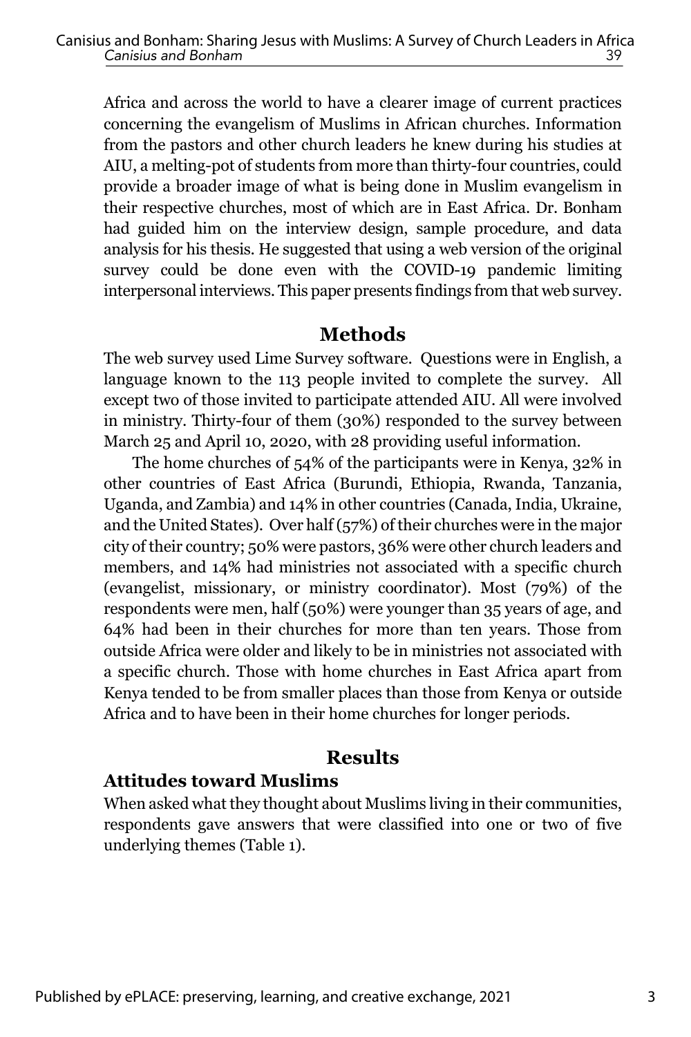Africa and across the world to have a clearer image of current practices concerning the evangelism of Muslims in African churches. Information from the pastors and other church leaders he knew during his studies at AIU, a melting-pot of students from more than thirty-four countries, could provide a broader image of what is being done in Muslim evangelism in their respective churches, most of which are in East Africa. Dr. Bonham had guided him on the interview design, sample procedure, and data analysis for his thesis. He suggested that using a web version of the original survey could be done even with the COVID-19 pandemic limiting interpersonal interviews. This paper presents findings from that web survey.

## Methods

The web survey used Lime Survey software. Questions were in English, a language known to the 113 people invited to complete the survey. All except two of those invited to participate attended AIU. All were involved in ministry. Thirty-four of them (30%) responded to the survey between March 25 and April 10, 2020, with 28 providing useful information.

The home churches of 54% of the participants were in Kenya, 32% in other countries of East Africa (Burundi, Ethiopia, Rwanda, Tanzania, Uganda, and Zambia) and 14% in other countries (Canada, India, Ukraine, and the United States). Over half (57%) of their churches were in the major city of their country; 50% were pastors, 36% were other church leaders and members, and 14% had ministries not associated with a specific church (evangelist, missionary, or ministry coordinator). Most (79%) of the respondents were men, half (50%) were younger than 35 years of age, and 64% had been in their churches for more than ten years. Those from outside Africa were older and likely to be in ministries not associated with a specific church. Those with home churches in East Africa apart from Kenya tended to be from smaller places than those from Kenya or outside Africa and to have been in their home churches for longer periods.

## Results

### Attitudes toward Muslims

When asked what they thought about Muslims living in their communities, respondents gave answers that were classified into one or two of five underlying themes (Table 1).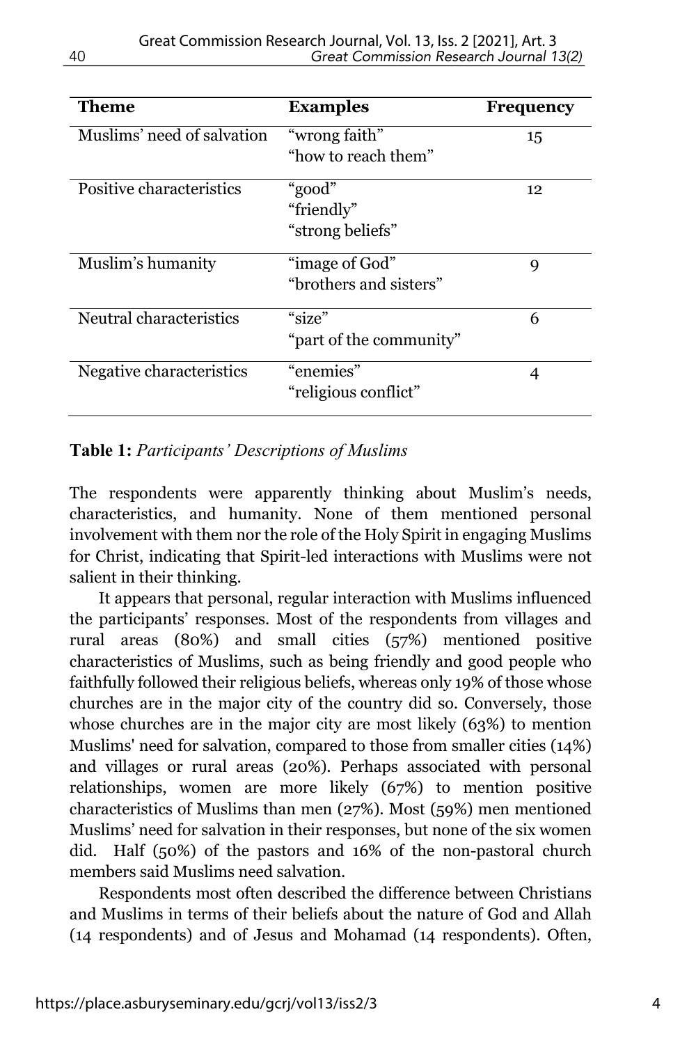| Theme | Examples | Frequency |
|---|---|---|
| Muslims' need of salvation | "wrong faith"<br>"how to reach them" | 15 |
| Positive characteristics | "good"<br>"friendly"<br>"strong beliefs" | 12 |
| Muslim's humanity | "image of God"<br>"brothers and sisters" | 9 |
| Neutral characteristics | "size"<br>"part of the community" | 6 |
| Negative characteristics | "enemies"<br>"religious conflict" | 4 |

**Table 1:** *Participants' Descriptions of Muslims*

The respondents were apparently thinking about Muslim's needs, characteristics, and humanity. None of them mentioned personal involvement with them nor the role of the Holy Spirit in engaging Muslims for Christ, indicating that Spirit-led interactions with Muslims were not salient in their thinking.

It appears that personal, regular interaction with Muslims influenced the participants' responses. Most of the respondents from villages and rural areas (80%) and small cities (57%) mentioned positive characteristics of Muslims, such as being friendly and good people who faithfully followed their religious beliefs, whereas only 19% of those whose churches are in the major city of the country did so. Conversely, those whose churches are in the major city are most likely (63%) to mention Muslims' need for salvation, compared to those from smaller cities (14%) and villages or rural areas (20%). Perhaps associated with personal relationships, women are more likely (67%) to mention positive characteristics of Muslims than men (27%). Most (59%) men mentioned Muslims' need for salvation in their responses, but none of the six women did. Half (50%) of the pastors and 16% of the non-pastoral church members said Muslims need salvation.

Respondents most often described the difference between Christians and Muslims in terms of their beliefs about the nature of God and Allah (14 respondents) and of Jesus and Mohamad (14 respondents). Often,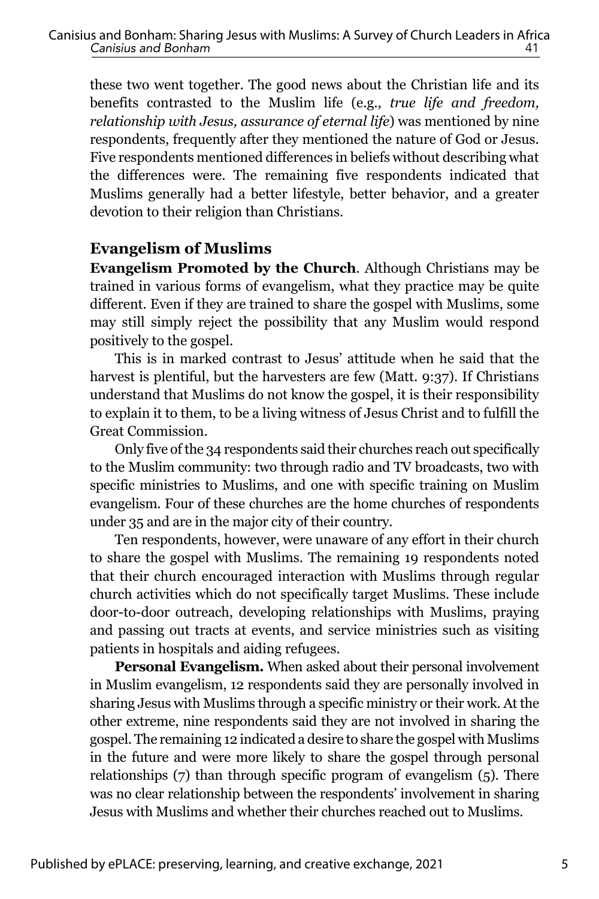these two went together. The good news about the Christian life and its benefits contrasted to the Muslim life (e.g., *true life and freedom, relationship with Jesus, assurance of eternal life*) was mentioned by nine respondents, frequently after they mentioned the nature of God or Jesus. Five respondents mentioned differences in beliefs without describing what the differences were. The remaining five respondents indicated that Muslims generally had a better lifestyle, better behavior, and a greater devotion to their religion than Christians.

## Evangelism of Muslims

**Evangelism Promoted by the Church**. Although Christians may be trained in various forms of evangelism, what they practice may be quite different. Even if they are trained to share the gospel with Muslims, some may still simply reject the possibility that any Muslim would respond positively to the gospel.

This is in marked contrast to Jesus' attitude when he said that the harvest is plentiful, but the harvesters are few (Matt. 9:37). If Christians understand that Muslims do not know the gospel, it is their responsibility to explain it to them, to be a living witness of Jesus Christ and to fulfill the Great Commission.

Only five of the 34 respondents said their churches reach out specifically to the Muslim community: two through radio and TV broadcasts, two with specific ministries to Muslims, and one with specific training on Muslim evangelism. Four of these churches are the home churches of respondents under 35 and are in the major city of their country.

Ten respondents, however, were unaware of any effort in their church to share the gospel with Muslims. The remaining 19 respondents noted that their church encouraged interaction with Muslims through regular church activities which do not specifically target Muslims. These include door-to-door outreach, developing relationships with Muslims, praying and passing out tracts at events, and service ministries such as visiting patients in hospitals and aiding refugees.

**Personal Evangelism.** When asked about their personal involvement in Muslim evangelism, 12 respondents said they are personally involved in sharing Jesus with Muslims through a specific ministry or their work. At the other extreme, nine respondents said they are not involved in sharing the gospel. The remaining 12 indicated a desire to share the gospel with Muslims in the future and were more likely to share the gospel through personal relationships (7) than through specific program of evangelism (5). There was no clear relationship between the respondents' involvement in sharing Jesus with Muslims and whether their churches reached out to Muslims.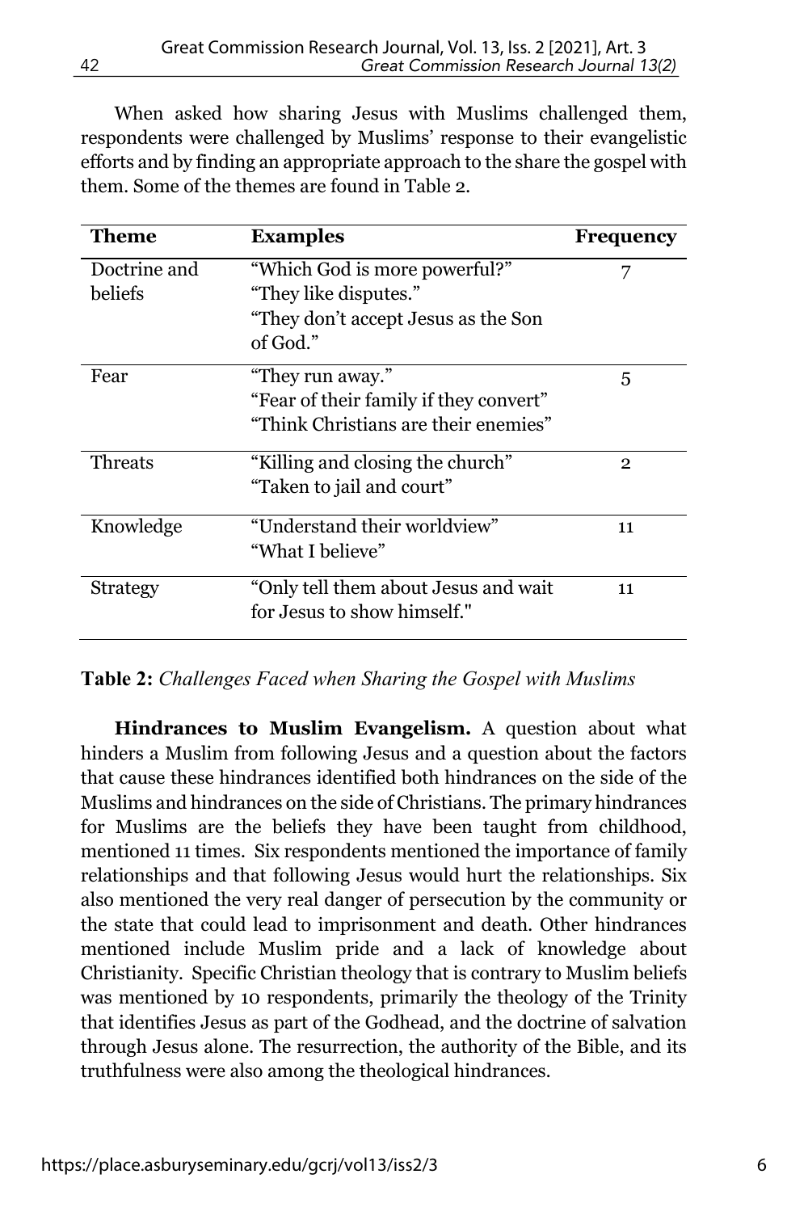When asked how sharing Jesus with Muslims challenged them, respondents were challenged by Muslims' response to their evangelistic efforts and by finding an appropriate approach to the share the gospel with them. Some of the themes are found in Table 2.

| Theme | Examples | Frequency |
|---|---|---|
| Doctrine and beliefs | "Which God is more powerful?" "They like disputes." "They don't accept Jesus as the Son of God." | 7 |
| Fear | "They run away." "Fear of their family if they convert" "Think Christians are their enemies" | 5 |
| Threats | "Killing and closing the church" "Taken to jail and court" | 2 |
| Knowledge | "Understand their worldview" "What I believe" | 11 |
| Strategy | "Only tell them about Jesus and wait for Jesus to show himself." | 11 |

**Table 2:** *Challenges Faced when Sharing the Gospel with Muslims*

**Hindrances to Muslim Evangelism.** A question about what hinders a Muslim from following Jesus and a question about the factors that cause these hindrances identified both hindrances on the side of the Muslims and hindrances on the side of Christians. The primary hindrances for Muslims are the beliefs they have been taught from childhood, mentioned 11 times. Six respondents mentioned the importance of family relationships and that following Jesus would hurt the relationships. Six also mentioned the very real danger of persecution by the community or the state that could lead to imprisonment and death. Other hindrances mentioned include Muslim pride and a lack of knowledge about Christianity. Specific Christian theology that is contrary to Muslim beliefs was mentioned by 10 respondents, primarily the theology of the Trinity that identifies Jesus as part of the Godhead, and the doctrine of salvation through Jesus alone. The resurrection, the authority of the Bible, and its truthfulness were also among the theological hindrances.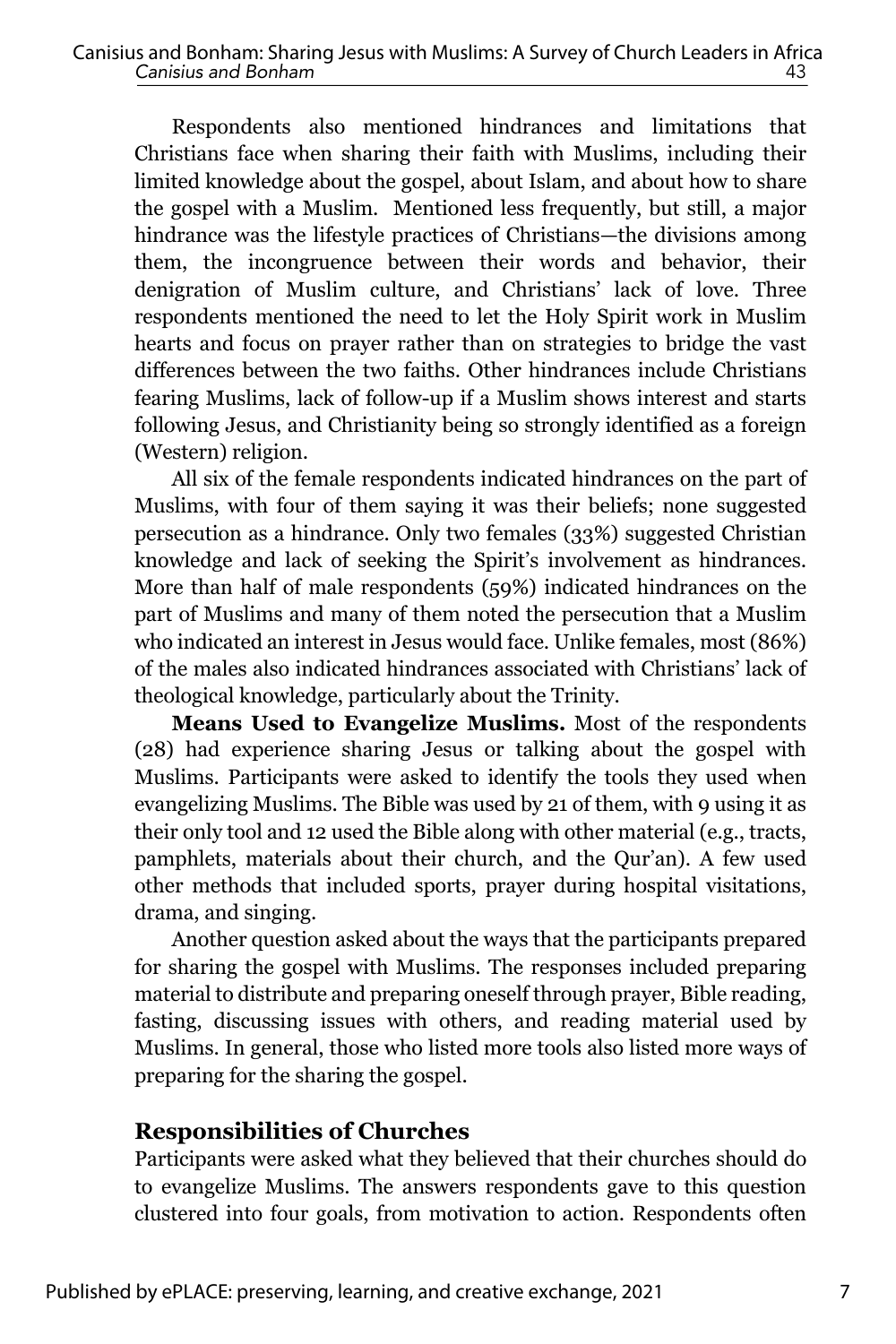Respondents also mentioned hindrances and limitations that Christians face when sharing their faith with Muslims, including their limited knowledge about the gospel, about Islam, and about how to share the gospel with a Muslim. Mentioned less frequently, but still, a major hindrance was the lifestyle practices of Christians—the divisions among them, the incongruence between their words and behavior, their denigration of Muslim culture, and Christians' lack of love. Three respondents mentioned the need to let the Holy Spirit work in Muslim hearts and focus on prayer rather than on strategies to bridge the vast differences between the two faiths. Other hindrances include Christians fearing Muslims, lack of follow-up if a Muslim shows interest and starts following Jesus, and Christianity being so strongly identified as a foreign (Western) religion.

All six of the female respondents indicated hindrances on the part of Muslims, with four of them saying it was their beliefs; none suggested persecution as a hindrance. Only two females (33%) suggested Christian knowledge and lack of seeking the Spirit's involvement as hindrances. More than half of male respondents (59%) indicated hindrances on the part of Muslims and many of them noted the persecution that a Muslim who indicated an interest in Jesus would face. Unlike females, most (86%) of the males also indicated hindrances associated with Christians' lack of theological knowledge, particularly about the Trinity.

**Means Used to Evangelize Muslims.** Most of the respondents (28) had experience sharing Jesus or talking about the gospel with Muslims. Participants were asked to identify the tools they used when evangelizing Muslims. The Bible was used by 21 of them, with 9 using it as their only tool and 12 used the Bible along with other material (e.g., tracts, pamphlets, materials about their church, and the Qur'an). A few used other methods that included sports, prayer during hospital visitations, drama, and singing.

Another question asked about the ways that the participants prepared for sharing the gospel with Muslims. The responses included preparing material to distribute and preparing oneself through prayer, Bible reading, fasting, discussing issues with others, and reading material used by Muslims. In general, those who listed more tools also listed more ways of preparing for the sharing the gospel.

## Responsibilities of Churches

Participants were asked what they believed that their churches should do to evangelize Muslims. The answers respondents gave to this question clustered into four goals, from motivation to action. Respondents often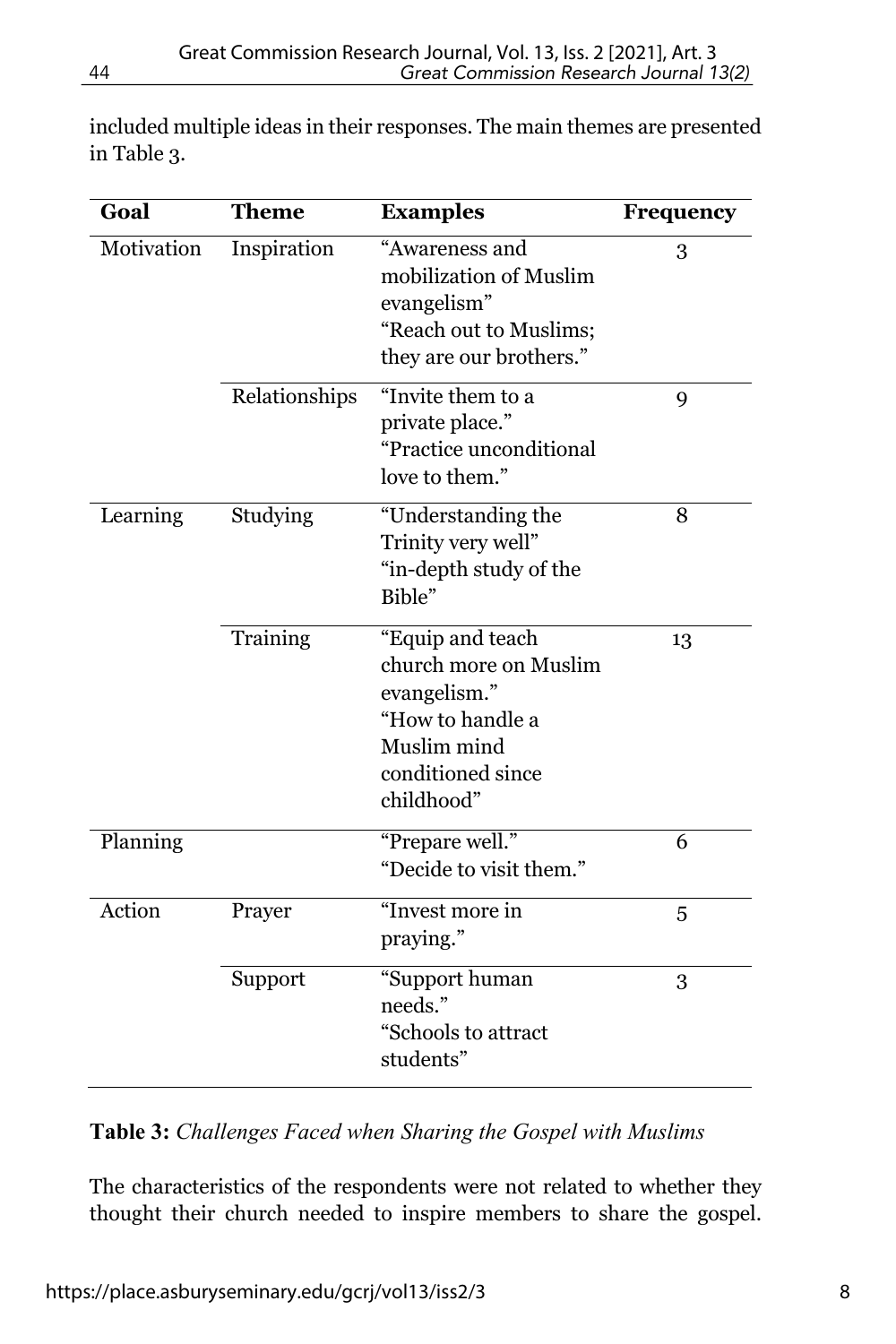included multiple ideas in their responses. The main themes are presented in Table 3.

| Goal | Theme | Examples | Frequency |
|---|---|---|---|
| Motivation | Inspiration | "Awareness and mobilization of Muslim evangelism" "Reach out to Muslims; they are our brothers." | 3 |
| | Relationships | "Invite them to a private place." "Practice unconditional love to them." | 9 |
| Learning | Studying | "Understanding the Trinity very well" "in-depth study of the Bible" | 8 |
| | Training | "Equip and teach church more on Muslim evangelism." "How to handle a Muslim mind conditioned since childhood" | 13 |
| Planning | | "Prepare well." "Decide to visit them." | 6 |
| Action | Prayer | "Invest more in praying." | 5 |
| | Support | "Support human needs." "Schools to attract students" | 3 |

**Table 3:** *Challenges Faced when Sharing the Gospel with Muslims*

The characteristics of the respondents were not related to whether they thought their church needed to inspire members to share the gospel.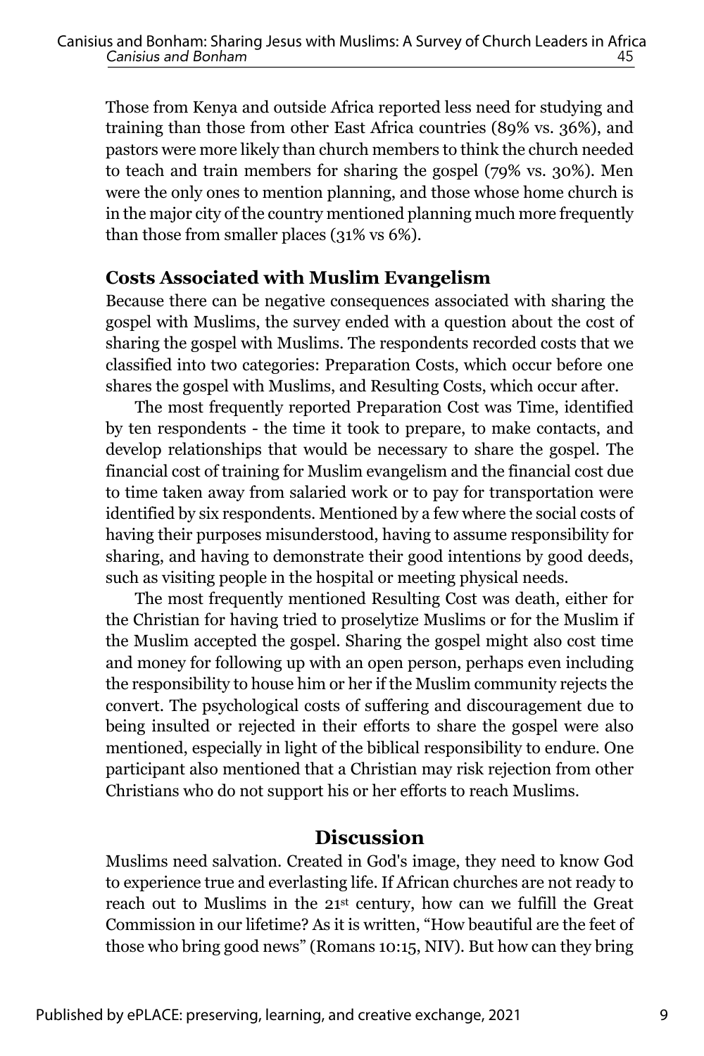Those from Kenya and outside Africa reported less need for studying and training than those from other East Africa countries (89% vs. 36%), and pastors were more likely than church members to think the church needed to teach and train members for sharing the gospel (79% vs. 30%). Men were the only ones to mention planning, and those whose home church is in the major city of the country mentioned planning much more frequently than those from smaller places (31% vs 6%).

### Costs Associated with Muslim Evangelism

Because there can be negative consequences associated with sharing the gospel with Muslims, the survey ended with a question about the cost of sharing the gospel with Muslims. The respondents recorded costs that we classified into two categories: Preparation Costs, which occur before one shares the gospel with Muslims, and Resulting Costs, which occur after.

The most frequently reported Preparation Cost was Time, identified by ten respondents - the time it took to prepare, to make contacts, and develop relationships that would be necessary to share the gospel. The financial cost of training for Muslim evangelism and the financial cost due to time taken away from salaried work or to pay for transportation were identified by six respondents. Mentioned by a few where the social costs of having their purposes misunderstood, having to assume responsibility for sharing, and having to demonstrate their good intentions by good deeds, such as visiting people in the hospital or meeting physical needs.

The most frequently mentioned Resulting Cost was death, either for the Christian for having tried to proselytize Muslims or for the Muslim if the Muslim accepted the gospel. Sharing the gospel might also cost time and money for following up with an open person, perhaps even including the responsibility to house him or her if the Muslim community rejects the convert. The psychological costs of suffering and discouragement due to being insulted or rejected in their efforts to share the gospel were also mentioned, especially in light of the biblical responsibility to endure. One participant also mentioned that a Christian may risk rejection from other Christians who do not support his or her efforts to reach Muslims.

## Discussion

Muslims need salvation. Created in God's image, they need to know God to experience true and everlasting life. If African churches are not ready to reach out to Muslims in the 21st century, how can we fulfill the Great Commission in our lifetime? As it is written, "How beautiful are the feet of those who bring good news" (Romans 10:15, NIV). But how can they bring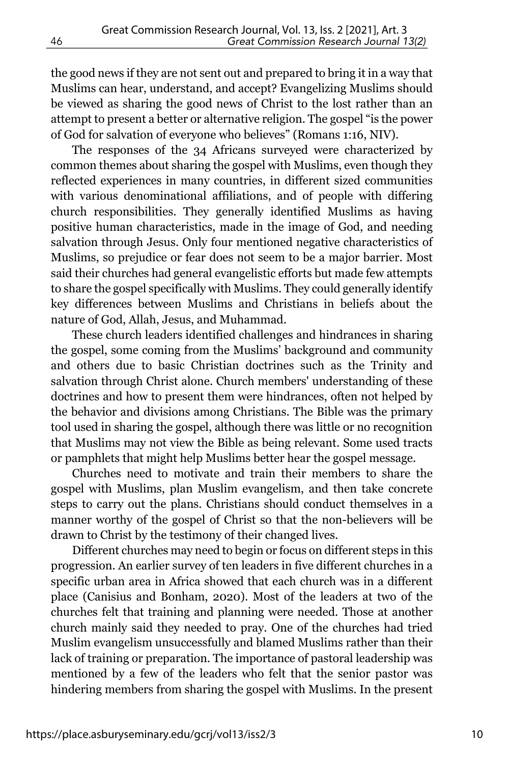the good news if they are not sent out and prepared to bring it in a way that Muslims can hear, understand, and accept? Evangelizing Muslims should be viewed as sharing the good news of Christ to the lost rather than an attempt to present a better or alternative religion. The gospel "is the power of God for salvation of everyone who believes" (Romans 1:16, NIV).

The responses of the 34 Africans surveyed were characterized by common themes about sharing the gospel with Muslims, even though they reflected experiences in many countries, in different sized communities with various denominational affiliations, and of people with differing church responsibilities. They generally identified Muslims as having positive human characteristics, made in the image of God, and needing salvation through Jesus. Only four mentioned negative characteristics of Muslims, so prejudice or fear does not seem to be a major barrier. Most said their churches had general evangelistic efforts but made few attempts to share the gospel specifically with Muslims. They could generally identify key differences between Muslims and Christians in beliefs about the nature of God, Allah, Jesus, and Muhammad.

These church leaders identified challenges and hindrances in sharing the gospel, some coming from the Muslims' background and community and others due to basic Christian doctrines such as the Trinity and salvation through Christ alone. Church members' understanding of these doctrines and how to present them were hindrances, often not helped by the behavior and divisions among Christians. The Bible was the primary tool used in sharing the gospel, although there was little or no recognition that Muslims may not view the Bible as being relevant. Some used tracts or pamphlets that might help Muslims better hear the gospel message.

Churches need to motivate and train their members to share the gospel with Muslims, plan Muslim evangelism, and then take concrete steps to carry out the plans. Christians should conduct themselves in a manner worthy of the gospel of Christ so that the non-believers will be drawn to Christ by the testimony of their changed lives.

Different churches may need to begin or focus on different steps in this progression. An earlier survey of ten leaders in five different churches in a specific urban area in Africa showed that each church was in a different place (Canisius and Bonham, 2020). Most of the leaders at two of the churches felt that training and planning were needed. Those at another church mainly said they needed to pray. One of the churches had tried Muslim evangelism unsuccessfully and blamed Muslims rather than their lack of training or preparation. The importance of pastoral leadership was mentioned by a few of the leaders who felt that the senior pastor was hindering members from sharing the gospel with Muslims. In the present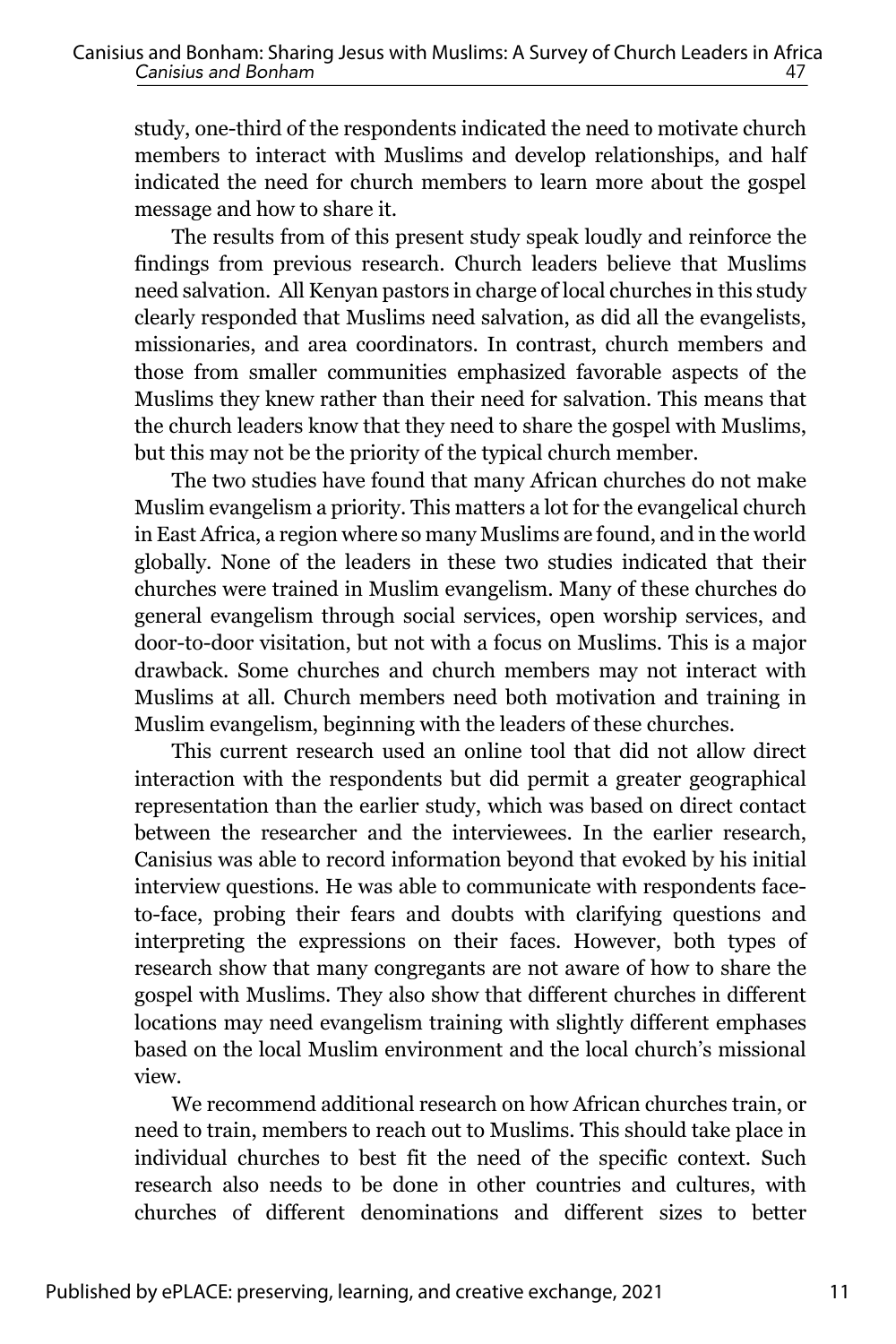study, one-third of the respondents indicated the need to motivate church members to interact with Muslims and develop relationships, and half indicated the need for church members to learn more about the gospel message and how to share it.

The results from of this present study speak loudly and reinforce the findings from previous research. Church leaders believe that Muslims need salvation. All Kenyan pastors in charge of local churches in this study clearly responded that Muslims need salvation, as did all the evangelists, missionaries, and area coordinators. In contrast, church members and those from smaller communities emphasized favorable aspects of the Muslims they knew rather than their need for salvation. This means that the church leaders know that they need to share the gospel with Muslims, but this may not be the priority of the typical church member.

The two studies have found that many African churches do not make Muslim evangelism a priority. This matters a lot for the evangelical church in East Africa, a region where so many Muslims are found, and in the world globally. None of the leaders in these two studies indicated that their churches were trained in Muslim evangelism. Many of these churches do general evangelism through social services, open worship services, and door-to-door visitation, but not with a focus on Muslims. This is a major drawback. Some churches and church members may not interact with Muslims at all. Church members need both motivation and training in Muslim evangelism, beginning with the leaders of these churches.

This current research used an online tool that did not allow direct interaction with the respondents but did permit a greater geographical representation than the earlier study, which was based on direct contact between the researcher and the interviewees. In the earlier research, Canisius was able to record information beyond that evoked by his initial interview questions. He was able to communicate with respondents face-to-face, probing their fears and doubts with clarifying questions and interpreting the expressions on their faces. However, both types of research show that many congregants are not aware of how to share the gospel with Muslims. They also show that different churches in different locations may need evangelism training with slightly different emphases based on the local Muslim environment and the local church's missional view.

We recommend additional research on how African churches train, or need to train, members to reach out to Muslims. This should take place in individual churches to best fit the need of the specific context. Such research also needs to be done in other countries and cultures, with churches of different denominations and different sizes to better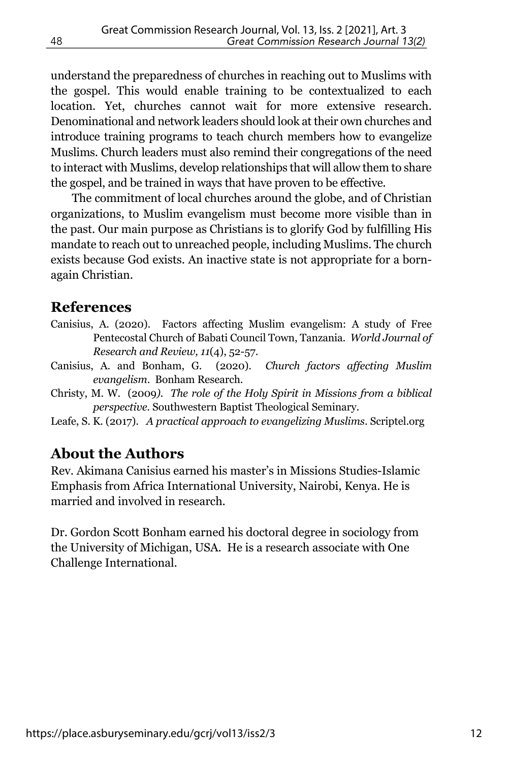understand the preparedness of churches in reaching out to Muslims with the gospel. This would enable training to be contextualized to each location. Yet, churches cannot wait for more extensive research. Denominational and network leaders should look at their own churches and introduce training programs to teach church members how to evangelize Muslims. Church leaders must also remind their congregations of the need to interact with Muslims, develop relationships that will allow them to share the gospel, and be trained in ways that have proven to be effective.

The commitment of local churches around the globe, and of Christian organizations, to Muslim evangelism must become more visible than in the past. Our main purpose as Christians is to glorify God by fulfilling His mandate to reach out to unreached people, including Muslims. The church exists because God exists. An inactive state is not appropriate for a born-again Christian.

## References

Canisius, A. (2020). Factors affecting Muslim evangelism: A study of Free Pentecostal Church of Babati Council Town, Tanzania. *World Journal of Research and Review, 11*(4), 52-57.

Canisius, A. and Bonham, G. (2020). *Church factors affecting Muslim evangelism*. Bonham Research.

Christy, M. W. (2009). *The role of the Holy Spirit in Missions from a biblical perspective*. Southwestern Baptist Theological Seminary.

Leafe, S. K. (2017). *A practical approach to evangelizing Muslims*. Scriptel.org

## About the Authors

Rev. Akimana Canisius earned his master's in Missions Studies-Islamic Emphasis from Africa International University, Nairobi, Kenya. He is married and involved in research.

Dr. Gordon Scott Bonham earned his doctoral degree in sociology from the University of Michigan, USA. He is a research associate with One Challenge International.